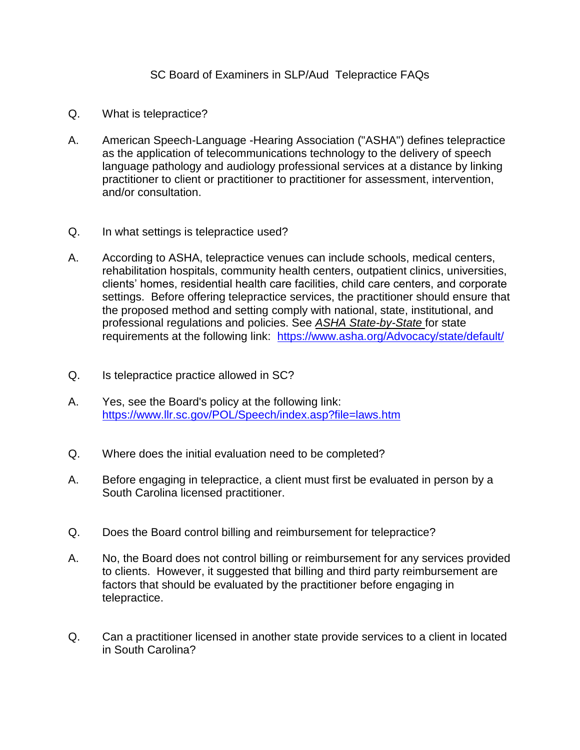# SC Board of Examiners in SLP/Aud Telepractice FAQs

Q. What is telepractice?

A. American Speech-Language -Hearing Association ("ASHA") defines telepractice as the application of telecommunications technology to the delivery of speech language pathology and audiology professional services at a distance by linking practitioner to client or practitioner to practitioner for assessment, intervention, and/or consultation.

Q. In what settings is telepractice used?

A. According to ASHA, telepractice venues can include schools, medical centers, rehabilitation hospitals, community health centers, outpatient clinics, universities, clients' homes, residential health care facilities, child care centers, and corporate settings. Before offering telepractice services, the practitioner should ensure that the proposed method and setting comply with national, state, institutional, and professional regulations and policies. See *ASHA State-by-State* for state requirements at the following link: https://www.asha.org/Advocacy/state/default/

Q. Is telepractice practice allowed in SC?

A. Yes, see the Board's policy at the following link: https://www.llr.sc.gov/POL/Speech/index.asp?file=laws.htm

Q. Where does the initial evaluation need to be completed?

A. Before engaging in telepractice, a client must first be evaluated in person by a South Carolina licensed practitioner.

Q. Does the Board control billing and reimbursement for telepractice?

A. No, the Board does not control billing or reimbursement for any services provided to clients. However, it suggested that billing and third party reimbursement are factors that should be evaluated by the practitioner before engaging in telepractice.

Q. Can a practitioner licensed in another state provide services to a client in located in South Carolina?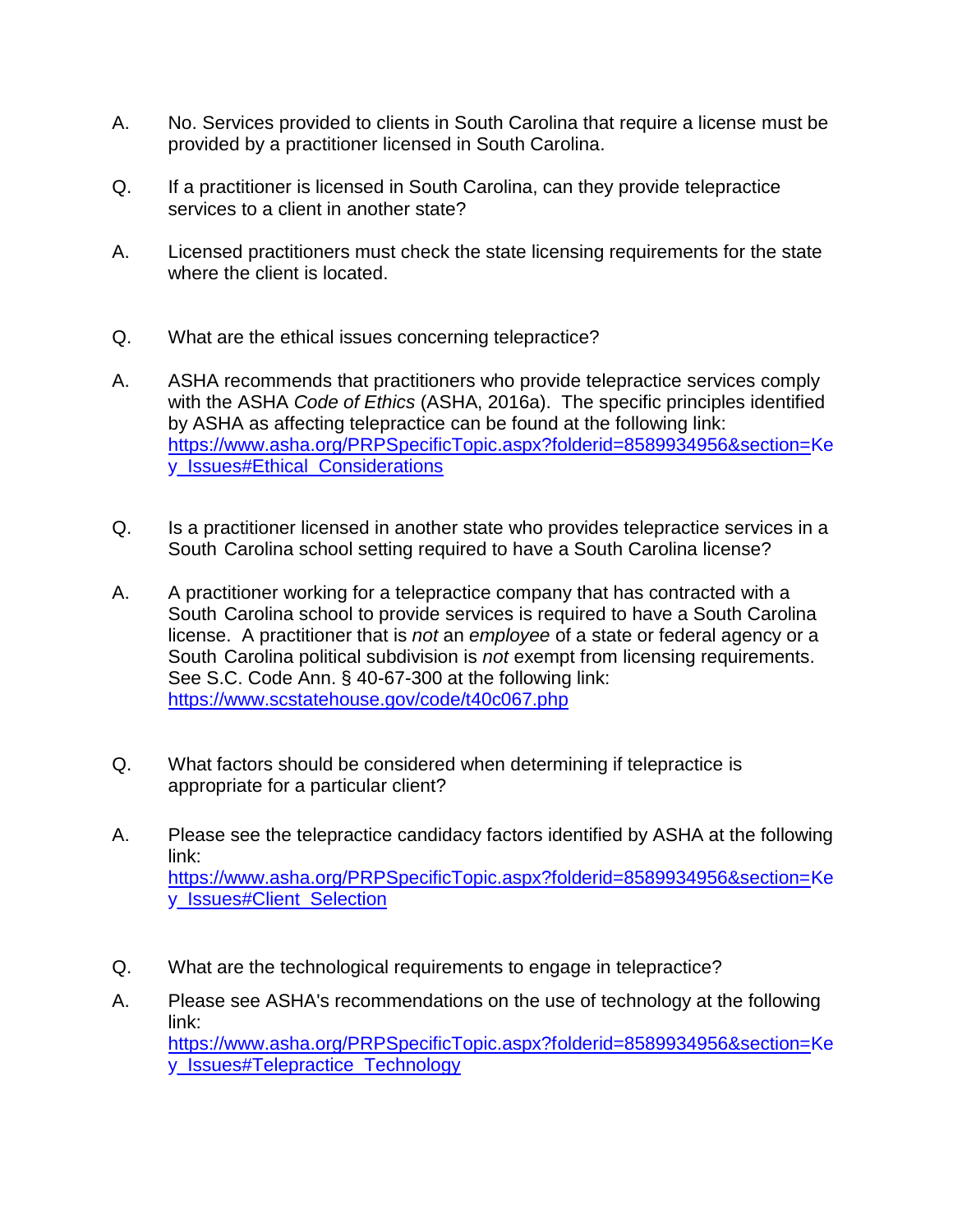A. No. Services provided to clients in South Carolina that require a license must be provided by a practitioner licensed in South Carolina.

Q. If a practitioner is licensed in South Carolina, can they provide telepractice services to a client in another state?

A. Licensed practitioners must check the state licensing requirements for the state where the client is located.

Q. What are the ethical issues concerning telepractice?

A. ASHA recommends that practitioners who provide telepractice services comply with the ASHA *Code of Ethics* (ASHA, 2016a). The specific principles identified by ASHA as affecting telepractice can be found at the following link: [https://www.asha.org/PRPSpecificTopic.aspx?folderid=8589934956&section=Key_Issues#Ethical_Considerations](https://www.asha.org/PRPSpecificTopic.aspx?folderid=8589934956&section=Key_Issues#Ethical_Considerations)

Q. Is a practitioner licensed in another state who provides telepractice services in a South Carolina school setting required to have a South Carolina license?

A. A practitioner working for a telepractice company that has contracted with a South Carolina school to provide services is required to have a South Carolina license. A practitioner that is *not* an *employee* of a state or federal agency or a South Carolina political subdivision is *not* exempt from licensing requirements. See S.C. Code Ann. § 40-67-300 at the following link: [https://www.scstatehouse.gov/code/t40c067.php](https://www.scstatehouse.gov/code/t40c067.php)

Q. What factors should be considered when determining if telepractice is appropriate for a particular client?

A. Please see the telepractice candidacy factors identified by ASHA at the following link: [https://www.asha.org/PRPSpecificTopic.aspx?folderid=8589934956&section=Key_Issues#Client_Selection](https://www.asha.org/PRPSpecificTopic.aspx?folderid=8589934956&section=Key_Issues#Client_Selection)

Q. What are the technological requirements to engage in telepractice?

A. Please see ASHA's recommendations on the use of technology at the following link: [https://www.asha.org/PRPSpecificTopic.aspx?folderid=8589934956&section=Key_Issues#Telepractice_Technology](https://www.asha.org/PRPSpecificTopic.aspx?folderid=8589934956&section=Key_Issues#Telepractice_Technology)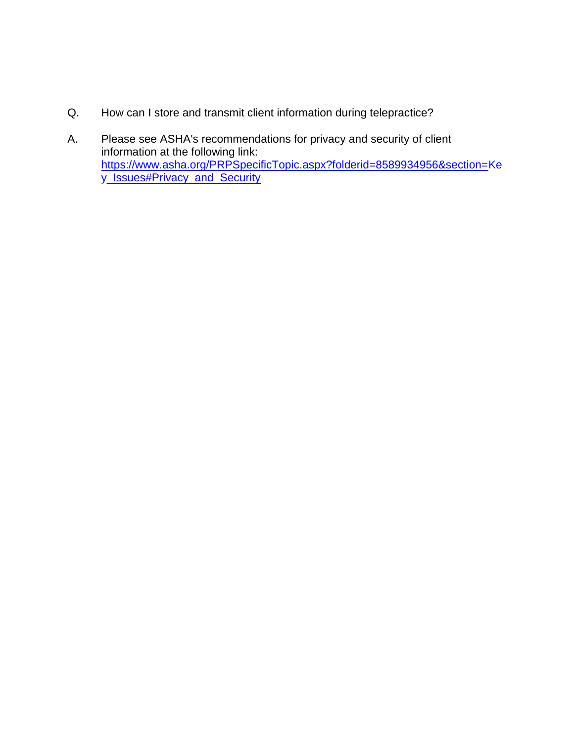Q. How can I store and transmit client information during telepractice?

A. Please see ASHA's recommendations for privacy and security of client information at the following link: https://www.asha.org/PRPSpecificTopic.aspx?folderid=8589934956&section=Key_Issues#Privacy_and_Security